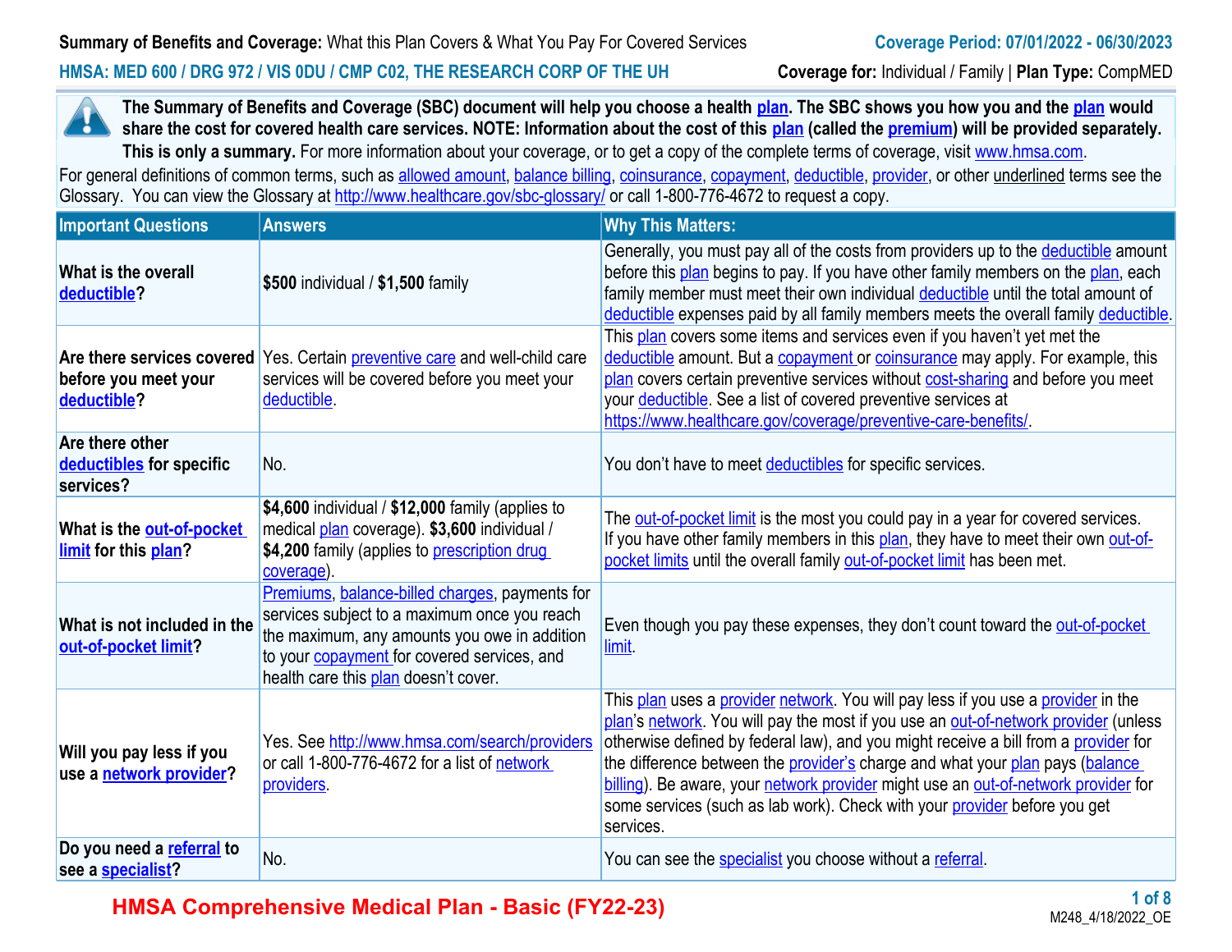**Summary of Benefits and Coverage:** What this Plan Covers & What You Pay For Covered Services

**Coverage Period: 07/01/2022 - 06/30/2023**

**HMSA: MED 600 / DRG 972 / VIS 0DU / CMP C02, THE RESEARCH CORP OF THE UH**

**Coverage for:** Individual / Family | **Plan Type:** CompMED

**The Summary of Benefits and Coverage (SBC) document will help you choose a health plan. The SBC shows you how you and the plan would share the cost for covered health care services. NOTE: Information about the cost of this plan (called the premium) will be provided separately. This is only a summary.** For more information about your coverage, or to get a copy of the complete terms of coverage, visit www.hmsa.com.

For general definitions of common terms, such as allowed amount, balance billing, coinsurance, copayment, deductible, provider, or other underlined terms see the Glossary. You can view the Glossary at http://www.healthcare.gov/sbc-glossary/ or call 1-800-776-4672 to request a copy.

| Important Questions | Answers | Why This Matters: |
|---|---|---|
| **What is the overall deductible?** | **$500** individual / **$1,500** family | Generally, you must pay all of the costs from providers up to the deductible amount before this plan begins to pay. If you have other family members on the plan, each family member must meet their own individual deductible until the total amount of deductible expenses paid by all family members meets the overall family deductible. |
| **Are there services covered before you meet your deductible?** | Yes. Certain preventive care and well-child care services will be covered before you meet your deductible. | This plan covers some items and services even if you haven't yet met the deductible amount. But a copayment or coinsurance may apply. For example, this plan covers certain preventive services without cost-sharing and before you meet your deductible. See a list of covered preventive services at https://www.healthcare.gov/coverage/preventive-care-benefits/. |
| **Are there other deductibles for specific services?** | No. | You don't have to meet deductibles for specific services. |
| **What is the out-of-pocket limit for this plan?** | **$4,600** individual / **$12,000** family (applies to medical plan coverage). **$3,600** individual / **$4,200** family (applies to prescription drug coverage). | The out-of-pocket limit is the most you could pay in a year for covered services. If you have other family members in this plan, they have to meet their own out-of-pocket limits until the overall family out-of-pocket limit has been met. |
| **What is not included in the out-of-pocket limit?** | Premiums, balance-billed charges, payments for services subject to a maximum once you reach the maximum, any amounts you owe in addition to your copayment for covered services, and health care this plan doesn't cover. | Even though you pay these expenses, they don't count toward the out-of-pocket limit. |
| **Will you pay less if you use a network provider?** | Yes. See http://www.hmsa.com/search/providers or call 1-800-776-4672 for a list of network providers. | This plan uses a provider network. You will pay less if you use a provider in the plan's network. You will pay the most if you use an out-of-network provider (unless otherwise defined by federal law), and you might receive a bill from a provider for the difference between the provider's charge and what your plan pays (balance billing). Be aware, your network provider might use an out-of-network provider for some services (such as lab work). Check with your provider before you get services. |
| **Do you need a referral to see a specialist?** | No. | You can see the specialist you choose without a referral. |

HMSA Comprehensive Medical Plan - Basic (FY22-23)

M248_4/18/2022_OE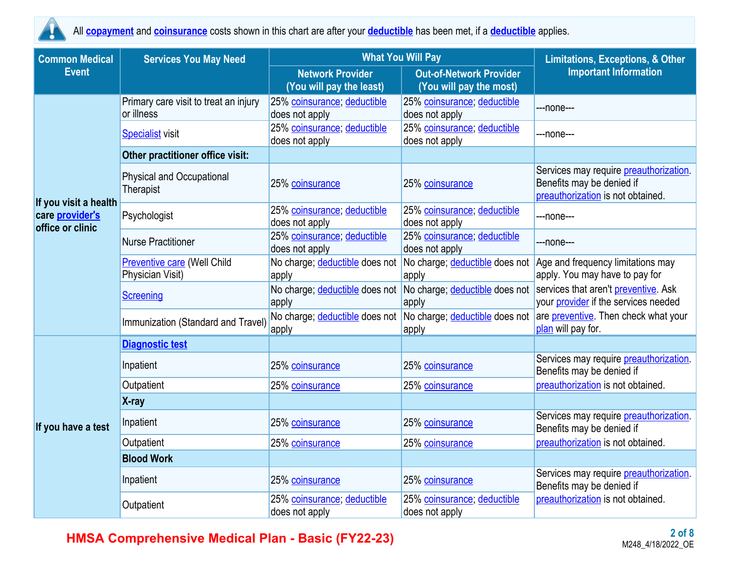All **copayment** and **coinsurance** costs shown in this chart are after your **deductible** has been met, if a **deductible** applies.

| Common Medical Event | Services You May Need | What You Will Pay | | Limitations, Exceptions, & Other Important Information |
|---|---|---|---|---|
| | | Network Provider (You will pay the least) | Out-of-Network Provider (You will pay the most) | |
| If you visit a health care provider's office or clinic | Primary care visit to treat an injury or illness | 25% coinsurance; deductible does not apply | 25% coinsurance; deductible does not apply | ---none--- |
| | Specialist visit | 25% coinsurance; deductible does not apply | 25% coinsurance; deductible does not apply | ---none--- |
| | **Other practitioner office visit:** | | | |
| | Physical and Occupational Therapist | 25% coinsurance | 25% coinsurance | Services may require preauthorization. Benefits may be denied if preauthorization is not obtained. |
| | Psychologist | 25% coinsurance; deductible does not apply | 25% coinsurance; deductible does not apply | ---none--- |
| | Nurse Practitioner | 25% coinsurance; deductible does not apply | 25% coinsurance; deductible does not apply | ---none--- |
| | Preventive care (Well Child Physician Visit) | No charge; deductible does not apply | No charge; deductible does not apply | Age and frequency limitations may apply. You may have to pay for services that aren't preventive. Ask your provider if the services needed are preventive. Then check what your plan will pay for. |
| | Screening | No charge; deductible does not apply | No charge; deductible does not apply | |
| | Immunization (Standard and Travel) | No charge; deductible does not apply | No charge; deductible does not apply | |
| If you have a test | **Diagnostic test** | | | |
| | Inpatient | 25% coinsurance | 25% coinsurance | Services may require preauthorization. Benefits may be denied if preauthorization is not obtained. |
| | Outpatient | 25% coinsurance | 25% coinsurance | |
| | **X-ray** | | | |
| | Inpatient | 25% coinsurance | 25% coinsurance | Services may require preauthorization. Benefits may be denied if preauthorization is not obtained. |
| | Outpatient | 25% coinsurance | 25% coinsurance | |
| | **Blood Work** | | | |
| | Inpatient | 25% coinsurance | 25% coinsurance | Services may require preauthorization. Benefits may be denied if preauthorization is not obtained. |
| | Outpatient | 25% coinsurance; deductible does not apply | 25% coinsurance; deductible does not apply | |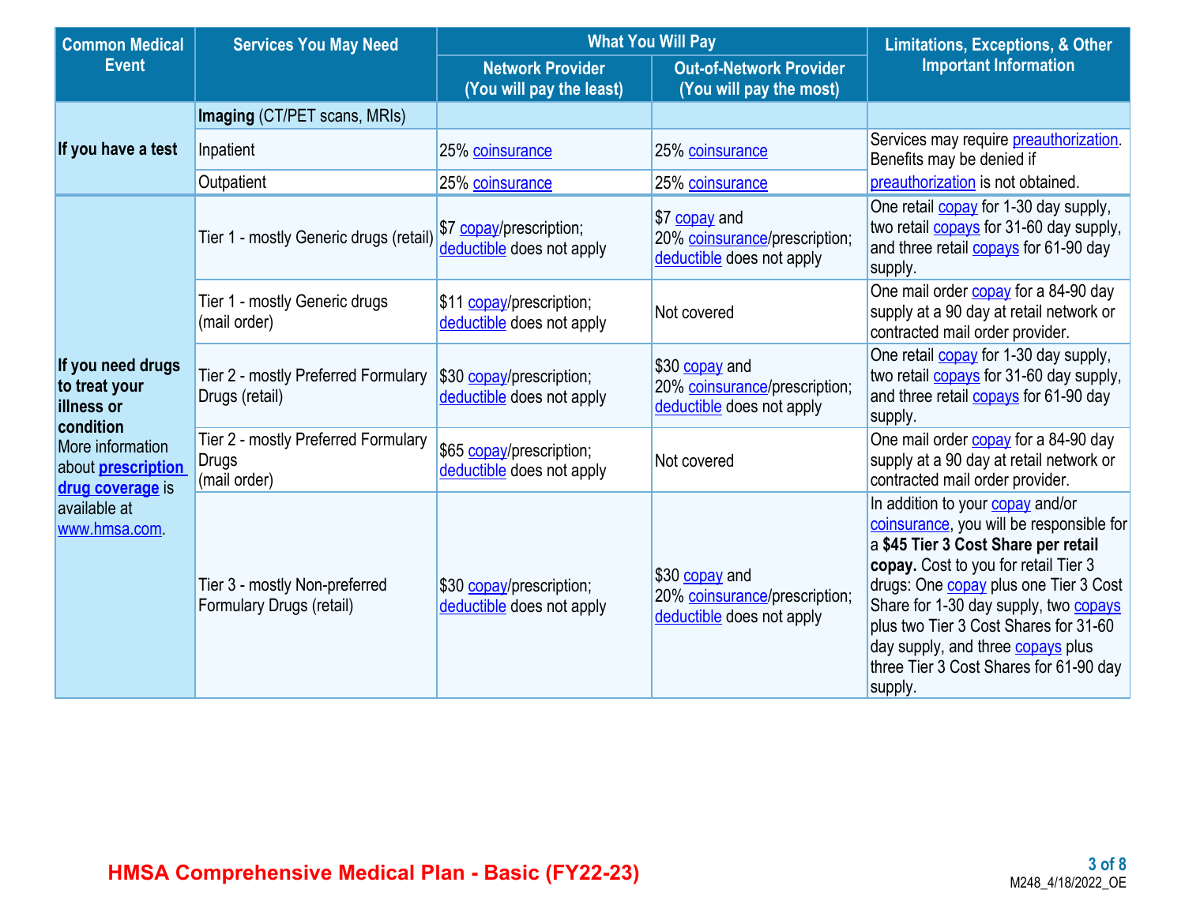| Common Medical Event | Services You May Need | What You Will Pay | | Limitations, Exceptions, & Other Important Information |
|---|---|---|---|---|
| | | Network Provider (You will pay the least) | Out-of-Network Provider (You will pay the most) | |
| If you have a test | **Imaging** (CT/PET scans, MRIs) | | | |
| | Inpatient | 25% coinsurance | 25% coinsurance | Services may require preauthorization. Benefits may be denied if preauthorization is not obtained. |
| | Outpatient | 25% coinsurance | 25% coinsurance | |
| **If you need drugs to treat your illness or condition** More information about **prescription drug coverage** is available at www.hmsa.com. | Tier 1 - mostly Generic drugs (retail) | $7 copay/prescription; deductible does not apply | $7 copay and 20% coinsurance/prescription; deductible does not apply | One retail copay for 1-30 day supply, two retail copays for 31-60 day supply, and three retail copays for 61-90 day supply. |
| | Tier 1 - mostly Generic drugs (mail order) | $11 copay/prescription; deductible does not apply | Not covered | One mail order copay for a 84-90 day supply at a 90 day at retail network or contracted mail order provider. |
| | Tier 2 - mostly Preferred Formulary Drugs (retail) | $30 copay/prescription; deductible does not apply | $30 copay and 20% coinsurance/prescription; deductible does not apply | One retail copay for 1-30 day supply, two retail copays for 31-60 day supply, and three retail copays for 61-90 day supply. |
| | Tier 2 - mostly Preferred Formulary Drugs (mail order) | $65 copay/prescription; deductible does not apply | Not covered | One mail order copay for a 84-90 day supply at a 90 day at retail network or contracted mail order provider. |
| | Tier 3 - mostly Non-preferred Formulary Drugs (retail) | $30 copay/prescription; deductible does not apply | $30 copay and 20% coinsurance/prescription; deductible does not apply | In addition to your copay and/or coinsurance, you will be responsible for a **$45 Tier 3 Cost Share per retail copay.** Cost to you for retail Tier 3 drugs: One copay plus one Tier 3 Cost Share for 1-30 day supply, two copays plus two Tier 3 Cost Shares for 31-60 day supply, and three copays plus three Tier 3 Cost Shares for 61-90 day supply. |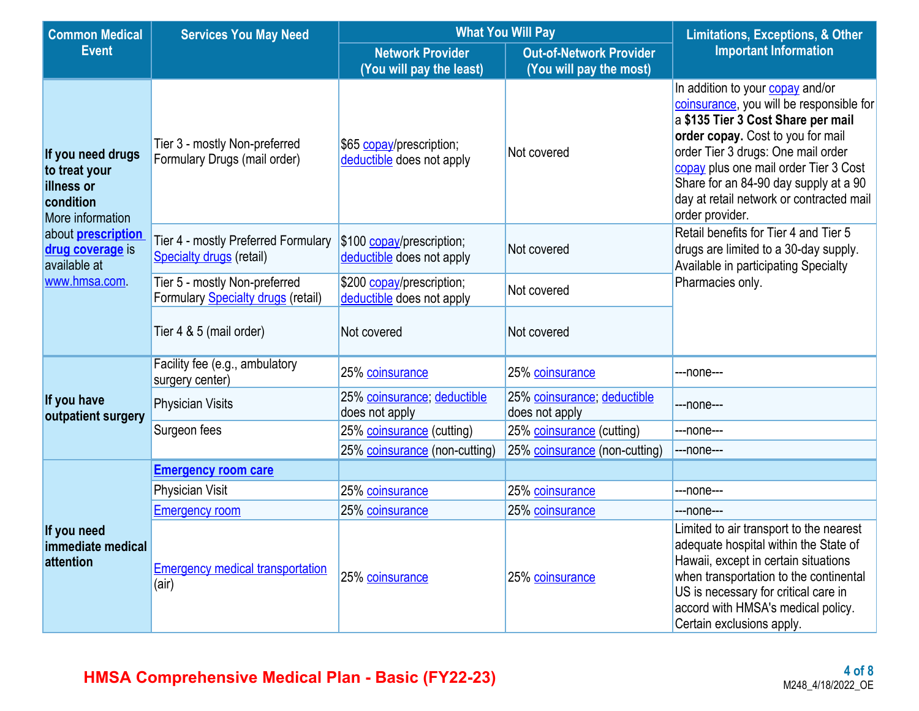| Common Medical Event | Services You May Need | What You Will Pay | | Limitations, Exceptions, & Other Important Information |
|---|---|---|---|---|
| | | Network Provider (You will pay the least) | Out-of-Network Provider (You will pay the most) | |
| **If you need drugs to treat your illness or condition** More information about **prescription drug coverage** is available at www.hmsa.com. | Tier 3 - mostly Non-preferred Formulary Drugs (mail order) | $65 copay/prescription; deductible does not apply | Not covered | In addition to your copay and/or coinsurance, you will be responsible for a **$135 Tier 3 Cost Share per mail order copay.** Cost to you for mail order Tier 3 drugs: One mail order copay plus one mail order Tier 3 Cost Share for an 84-90 day supply at a 90 day at retail network or contracted mail order provider. |
| | Tier 4 - mostly Preferred Formulary Specialty drugs (retail) | $100 copay/prescription; deductible does not apply | Not covered | Retail benefits for Tier 4 and Tier 5 drugs are limited to a 30-day supply. Available in participating Specialty Pharmacies only. |
| | Tier 5 - mostly Non-preferred Formulary Specialty drugs (retail) | $200 copay/prescription; deductible does not apply | Not covered | |
| | Tier 4 & 5 (mail order) | Not covered | Not covered | |
| **If you have outpatient surgery** | Facility fee (e.g., ambulatory surgery center) | 25% coinsurance | 25% coinsurance | ---none--- |
| | Physician Visits | 25% coinsurance; deductible does not apply | 25% coinsurance; deductible does not apply | ---none--- |
| | Surgeon fees | 25% coinsurance (cutting) | 25% coinsurance (cutting) | ---none--- |
| | | 25% coinsurance (non-cutting) | 25% coinsurance (non-cutting) | ---none--- |
| **If you need immediate medical attention** | **Emergency room care** | | | |
| | Physician Visit | 25% coinsurance | 25% coinsurance | ---none--- |
| | Emergency room | 25% coinsurance | 25% coinsurance | ---none--- |
| | Emergency medical transportation (air) | 25% coinsurance | 25% coinsurance | Limited to air transport to the nearest adequate hospital within the State of Hawaii, except in certain situations when transportation to the continental US is necessary for critical care in accord with HMSA's medical policy. Certain exclusions apply. |

HMSA Comprehensive Medical Plan - Basic (FY22-23)

M248_4/18/2022_OE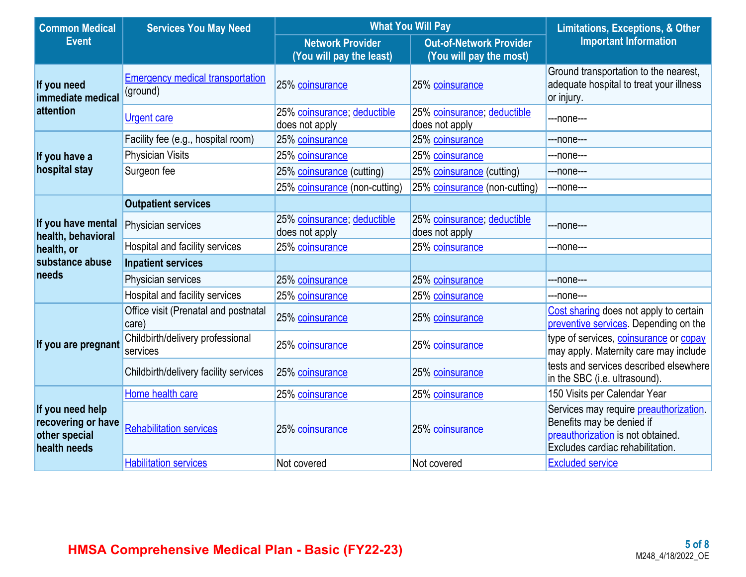| Common Medical Event | Services You May Need | What You Will Pay | | Limitations, Exceptions, & Other Important Information |
|---|---|---|---|---|
| | | Network Provider (You will pay the least) | Out-of-Network Provider (You will pay the most) | |
| If you need immediate medical attention | Emergency medical transportation (ground) | 25% coinsurance | 25% coinsurance | Ground transportation to the nearest, adequate hospital to treat your illness or injury. |
| | Urgent care | 25% coinsurance; deductible does not apply | 25% coinsurance; deductible does not apply | ---none--- |
| If you have a hospital stay | Facility fee (e.g., hospital room) | 25% coinsurance | 25% coinsurance | ---none--- |
| | Physician Visits | 25% coinsurance | 25% coinsurance | ---none--- |
| | Surgeon fee | 25% coinsurance (cutting) | 25% coinsurance (cutting) | ---none--- |
| | | 25% coinsurance (non-cutting) | 25% coinsurance (non-cutting) | ---none--- |
| If you have mental health, behavioral health, or substance abuse needs | **Outpatient services** | | | |
| | Physician services | 25% coinsurance; deductible does not apply | 25% coinsurance; deductible does not apply | ---none--- |
| | Hospital and facility services | 25% coinsurance | 25% coinsurance | ---none--- |
| | **Inpatient services** | | | |
| | Physician services | 25% coinsurance | 25% coinsurance | ---none--- |
| | Hospital and facility services | 25% coinsurance | 25% coinsurance | ---none--- |
| If you are pregnant | Office visit (Prenatal and postnatal care) | 25% coinsurance | 25% coinsurance | Cost sharing does not apply to certain preventive services. Depending on the type of services, coinsurance or copay may apply. Maternity care may include tests and services described elsewhere in the SBC (i.e. ultrasound). |
| | Childbirth/delivery professional services | 25% coinsurance | 25% coinsurance | |
| | Childbirth/delivery facility services | 25% coinsurance | 25% coinsurance | |
| If you need help recovering or have other special health needs | Home health care | 25% coinsurance | 25% coinsurance | 150 Visits per Calendar Year |
| | Rehabilitation services | 25% coinsurance | 25% coinsurance | Services may require preauthorization. Benefits may be denied if preauthorization is not obtained. Excludes cardiac rehabilitation. |
| | Habilitation services | Not covered | Not covered | Excluded service |

**HMSA Comprehensive Medical Plan - Basic (FY22-23)**

M248_4/18/2022_OE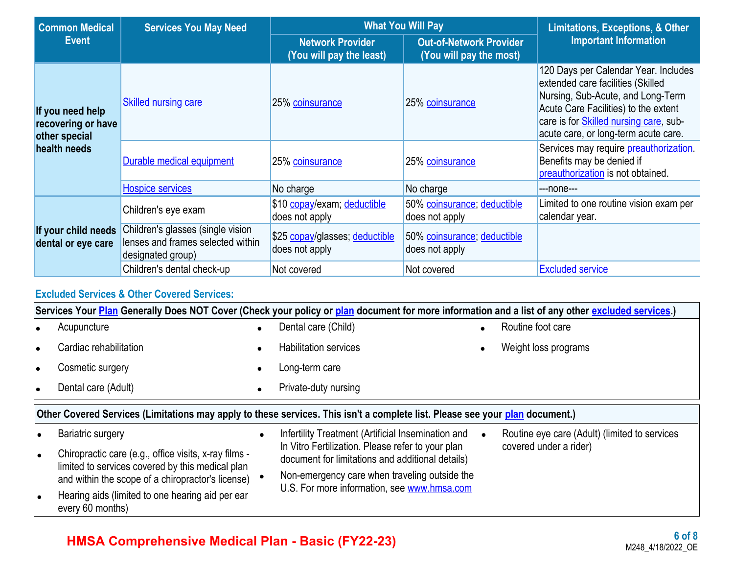| Common Medical Event | Services You May Need | What You Will Pay | | Limitations, Exceptions, & Other Important Information |
|---|---|---|---|---|
| | | Network Provider (You will pay the least) | Out-of-Network Provider (You will pay the most) | |
| If you need help recovering or have other special health needs | Skilled nursing care | 25% coinsurance | 25% coinsurance | 120 Days per Calendar Year. Includes extended care facilities (Skilled Nursing, Sub-Acute, and Long-Term Acute Care Facilities) to the extent care is for Skilled nursing care, sub-acute care, or long-term acute care. |
| | Durable medical equipment | 25% coinsurance | 25% coinsurance | Services may require preauthorization. Benefits may be denied if preauthorization is not obtained. |
| | Hospice services | No charge | No charge | ---none--- |
| If your child needs dental or eye care | Children's eye exam | $10 copay/exam; deductible does not apply | 50% coinsurance; deductible does not apply | Limited to one routine vision exam per calendar year. |
| | Children's glasses (single vision lenses and frames selected within designated group) | $25 copay/glasses; deductible does not apply | 50% coinsurance; deductible does not apply | |
| | Children's dental check-up | Not covered | Not covered | Excluded service |

## Excluded Services & Other Covered Services:

**Services Your Plan Generally Does NOT Cover (Check your policy or plan document for more information and a list of any other excluded services.)**

- Acupuncture
- Cardiac rehabilitation
- Cosmetic surgery
- Dental care (Adult)
- Dental care (Child)
- Habilitation services
- Long-term care
- Private-duty nursing
- Routine foot care
- Weight loss programs

**Other Covered Services (Limitations may apply to these services. This isn't a complete list. Please see your plan document.)**

- Bariatric surgery
- Chiropractic care (e.g., office visits, x-ray films - limited to services covered by this medical plan and within the scope of a chiropractor's license)
- Hearing aids (limited to one hearing aid per ear every 60 months)
- Infertility Treatment (Artificial Insemination and In Vitro Fertilization. Please refer to your plan document for limitations and additional details)
- Non-emergency care when traveling outside the U.S. For more information, see www.hmsa.com
- Routine eye care (Adult) (limited to services covered under a rider)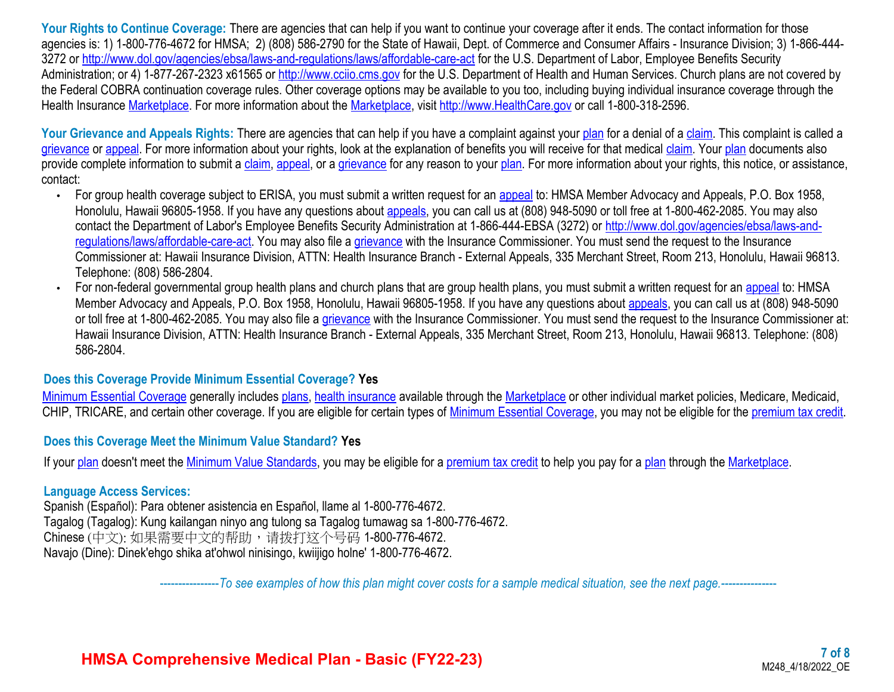**Your Rights to Continue Coverage:** There are agencies that can help if you want to continue your coverage after it ends. The contact information for those agencies is: 1) 1-800-776-4672 for HMSA; 2) (808) 586-2790 for the State of Hawaii, Dept. of Commerce and Consumer Affairs - Insurance Division; 3) 1-866-444-3272 or http://www.dol.gov/agencies/ebsa/laws-and-regulations/laws/affordable-care-act for the U.S. Department of Labor, Employee Benefits Security Administration; or 4) 1-877-267-2323 x61565 or http://www.cciio.cms.gov for the U.S. Department of Health and Human Services. Church plans are not covered by the Federal COBRA continuation coverage rules. Other coverage options may be available to you too, including buying individual insurance coverage through the Health Insurance Marketplace. For more information about the Marketplace, visit http://www.HealthCare.gov or call 1-800-318-2596.

**Your Grievance and Appeals Rights:** There are agencies that can help if you have a complaint against your plan for a denial of a claim. This complaint is called a grievance or appeal. For more information about your rights, look at the explanation of benefits you will receive for that medical claim. Your plan documents also provide complete information to submit a claim, appeal, or a grievance for any reason to your plan. For more information about your rights, this notice, or assistance, contact:

- For group health coverage subject to ERISA, you must submit a written request for an appeal to: HMSA Member Advocacy and Appeals, P.O. Box 1958, Honolulu, Hawaii 96805-1958. If you have any questions about appeals, you can call us at (808) 948-5090 or toll free at 1-800-462-2085. You may also contact the Department of Labor's Employee Benefits Security Administration at 1-866-444-EBSA (3272) or http://www.dol.gov/agencies/ebsa/laws-and-regulations/laws/affordable-care-act. You may also file a grievance with the Insurance Commissioner. You must send the request to the Insurance Commissioner at: Hawaii Insurance Division, ATTN: Health Insurance Branch - External Appeals, 335 Merchant Street, Room 213, Honolulu, Hawaii 96813. Telephone: (808) 586-2804.
- For non-federal governmental group health plans and church plans that are group health plans, you must submit a written request for an appeal to: HMSA Member Advocacy and Appeals, P.O. Box 1958, Honolulu, Hawaii 96805-1958. If you have any questions about appeals, you can call us at (808) 948-5090 or toll free at 1-800-462-2085. You may also file a grievance with the Insurance Commissioner. You must send the request to the Insurance Commissioner at: Hawaii Insurance Division, ATTN: Health Insurance Branch - External Appeals, 335 Merchant Street, Room 213, Honolulu, Hawaii 96813. Telephone: (808) 586-2804.

### Does this Coverage Provide Minimum Essential Coverage? Yes

Minimum Essential Coverage generally includes plans, health insurance available through the Marketplace or other individual market policies, Medicare, Medicaid, CHIP, TRICARE, and certain other coverage. If you are eligible for certain types of Minimum Essential Coverage, you may not be eligible for the premium tax credit.

### Does this Coverage Meet the Minimum Value Standard? Yes

If your plan doesn't meet the Minimum Value Standards, you may be eligible for a premium tax credit to help you pay for a plan through the Marketplace.

### Language Access Services:

Spanish (Español): Para obtener asistencia en Español, llame al 1-800-776-4672.
Tagalog (Tagalog): Kung kailangan ninyo ang tulong sa Tagalog tumawag sa 1-800-776-4672.
Chinese (中文): 如果需要中文的帮助，请拨打这个号码 1-800-776-4672.
Navajo (Dine): Dinek'ehgo shika at'ohwol ninisingo, kwiijigo holne' 1-800-776-4672.

*----------------To see examples of how this plan might cover costs for a sample medical situation, see the next page.---------------*

**HMSA Comprehensive Medical Plan - Basic (FY22-23)**

M248_4/18/2022_OE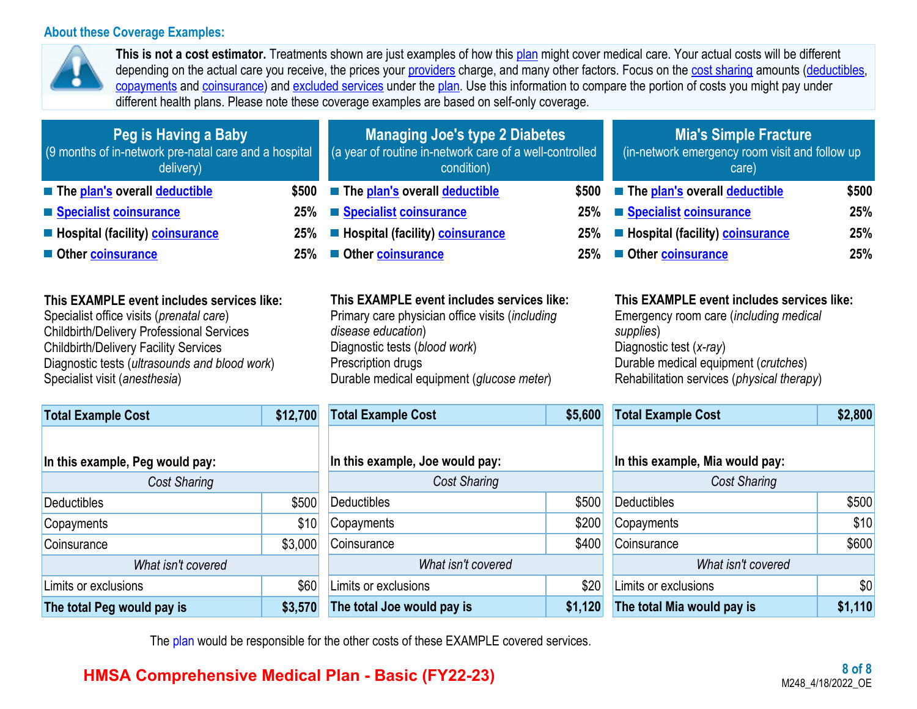### About these Coverage Examples:

**This is not a cost estimator.** Treatments shown are just examples of how this plan might cover medical care. Your actual costs will be different depending on the actual care you receive, the prices your providers charge, and many other factors. Focus on the cost sharing amounts (deductibles, copayments and coinsurance) and excluded services under the plan. Use this information to compare the portion of costs you might pay under different health plans. Please note these coverage examples are based on self-only coverage.

## Peg is Having a Baby

(9 months of in-network pre-natal care and a hospital delivery)

| | |
|---|---|
| **The plan's overall deductible** | **$500** |
| **Specialist coinsurance** | **25%** |
| **Hospital (facility) coinsurance** | **25%** |
| **Other coinsurance** | **25%** |

**This EXAMPLE event includes services like:**
Specialist office visits (*prenatal care*)
Childbirth/Delivery Professional Services
Childbirth/Delivery Facility Services
Diagnostic tests (*ultrasounds and blood work*)
Specialist visit (*anesthesia*)

| **Total Example Cost** | **$12,700** |
|---|---|
| **In this example, Peg would pay:** | |
| *Cost Sharing* | |
| Deductibles | $500 |
| Copayments | $10 |
| Coinsurance | $3,000 |
| *What isn't covered* | |
| Limits or exclusions | $60 |
| **The total Peg would pay is** | **$3,570** |

## Managing Joe's type 2 Diabetes

(a year of routine in-network care of a well-controlled condition)

| | |
|---|---|
| **The plan's overall deductible** | **$500** |
| **Specialist coinsurance** | **25%** |
| **Hospital (facility) coinsurance** | **25%** |
| **Other coinsurance** | **25%** |

**This EXAMPLE event includes services like:**
Primary care physician office visits (*including disease education*)
Diagnostic tests (*blood work*)
Prescription drugs
Durable medical equipment (*glucose meter*)

| **Total Example Cost** | **$5,600** |
|---|---|
| **In this example, Joe would pay:** | |
| *Cost Sharing* | |
| Deductibles | $500 |
| Copayments | $200 |
| Coinsurance | $400 |
| *What isn't covered* | |
| Limits or exclusions | $20 |
| **The total Joe would pay is** | **$1,120** |

## Mia's Simple Fracture

(in-network emergency room visit and follow up care)

| | |
|---|---|
| **The plan's overall deductible** | **$500** |
| **Specialist coinsurance** | **25%** |
| **Hospital (facility) coinsurance** | **25%** |
| **Other coinsurance** | **25%** |

**This EXAMPLE event includes services like:**
Emergency room care (*including medical supplies*)
Diagnostic test (*x-ray*)
Durable medical equipment (*crutches*)
Rehabilitation services (*physical therapy*)

| **Total Example Cost** | **$2,800** |
|---|---|
| **In this example, Mia would pay:** | |
| *Cost Sharing* | |
| Deductibles | $500 |
| Copayments | $10 |
| Coinsurance | $600 |
| *What isn't covered* | |
| Limits or exclusions | $0 |
| **The total Mia would pay is** | **$1,110** |

The plan would be responsible for the other costs of these EXAMPLE covered services.

**HMSA Comprehensive Medical Plan - Basic (FY22-23)**

M248_4/18/2022_OE